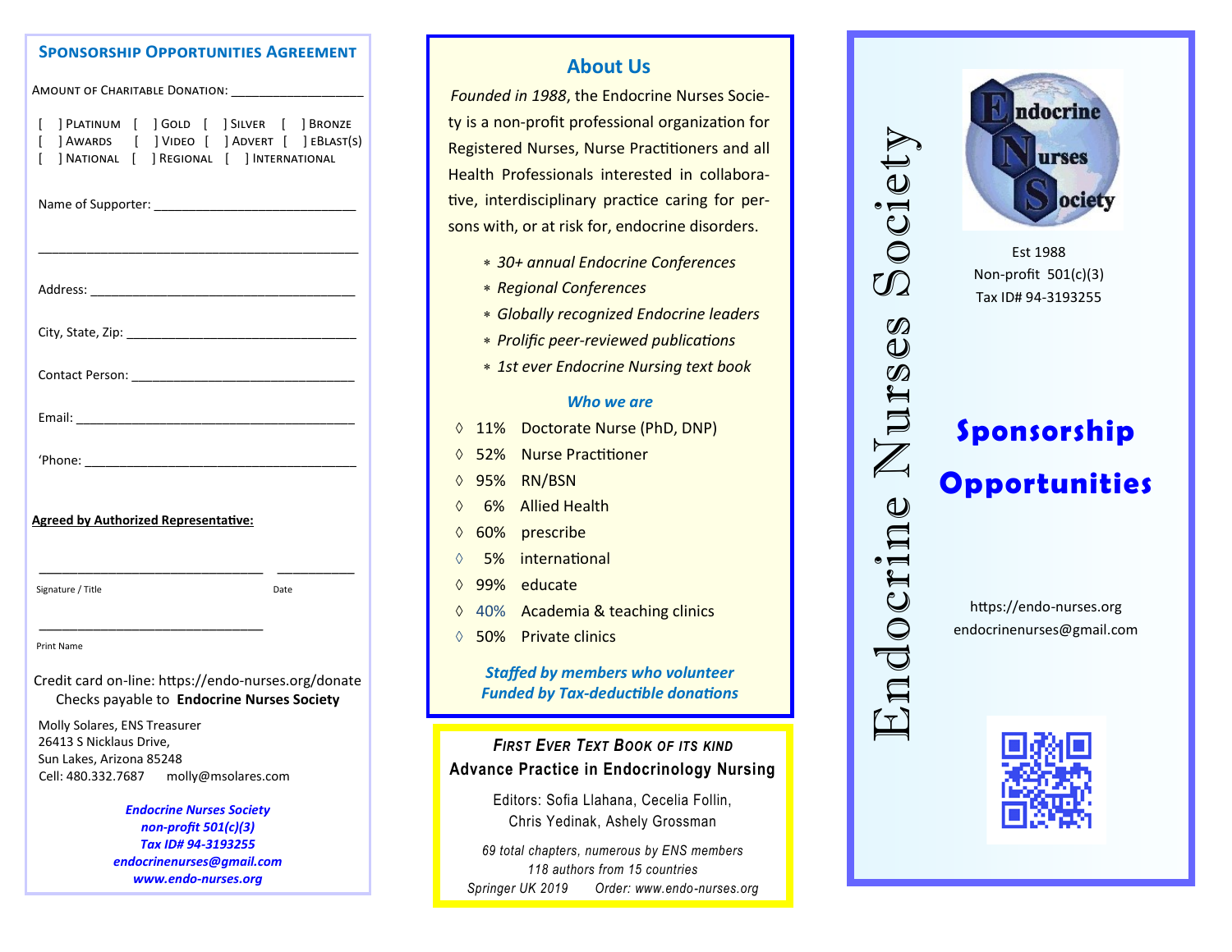## Sponsorship Opportunities Agreement

Amount of Charitable Donation: ___________________

[ ] Platinum [ ] Gold [ ] Silver [ ] Bronze
[ ] Awards [ ] Video [ ] Advert [ ] eBlast(s)
[ ] National [ ] Regional [ ] International

Name of Supporter: ______________________________

_______________________________________________

Address: ______________________________________

City, State, Zip: ________________________________

Contact Person: ________________________________

Email: ________________________________________

'Phone: _______________________________________

**Agreed by Authorized Representative:**

________________________________ ___________
Signature / Title Date

________________________________
Print Name

Credit card on-line: https://endo-nurses.org/donate
Checks payable to **Endocrine Nurses Society**

Molly Solares, ENS Treasurer
26413 S Nicklaus Drive,
Sun Lakes, Arizona 85248
Cell: 480.332.7687 molly@msolares.com

***Endocrine Nurses Society***
***non-profit 501(c)(3)***
***Tax ID# 94-3193255***
***endocrinenurses@gmail.com***
***www.endo-nurses.org***

## About Us

*Founded in 1988*, the Endocrine Nurses Society is a non-profit professional organization for Registered Nurses, Nurse Practitioners and all Health Professionals interested in collaborative, interdisciplinary practice caring for persons with, or at risk for, endocrine disorders.

- *30+ annual Endocrine Conferences*
- *Regional Conferences*
- *Globally recognized Endocrine leaders*
- *Prolific peer-reviewed publications*
- *1st ever Endocrine Nursing text book*

### *Who we are*

- ◊ 11% Doctorate Nurse (PhD, DNP)
- ◊ 52% Nurse Practitioner
- ◊ 95% RN/BSN
- ◊ 6% Allied Health
- ◊ 60% prescribe
- ◊ 5% international
- ◊ 99% educate
- ◊ 40% Academia & teaching clinics
- ◊ 50% Private clinics

***Staffed by members who volunteer***
***Funded by Tax-deductible donations***

*First Ever Text Book of its kind*
**Advance Practice in Endocrinology Nursing**

Editors: Sofia Llahana, Cecelia Follin, Chris Yedinak, Ashely Grossman

*69 total chapters, numerous by ENS members*
*118 authors from 15 countries*
*Springer UK 2019 Order: www.endo-nurses.org*

# Endocrine Nurses Society

Endocrine Nurses Society

Est 1988
Non-profit 501(c)(3)
Tax ID# 94-3193255

# Sponsorship Opportunities

https://endo-nurses.org
endocrinenurses@gmail.com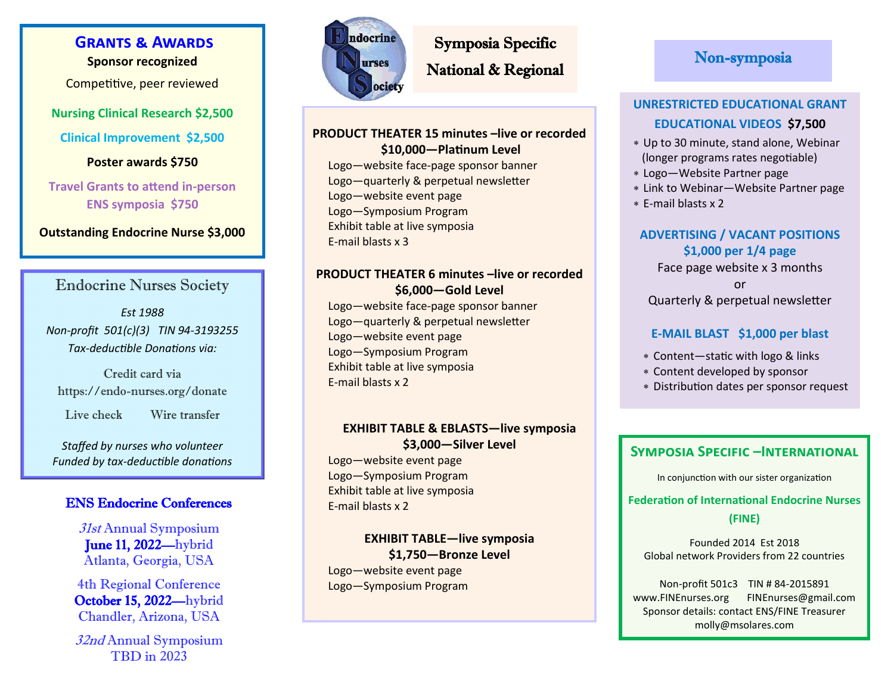## Grants & Awards

**Sponsor recognized**

Competitive, peer reviewed

**Nursing Clinical Research $2,500**

**Clinical Improvement $2,500**

**Poster awards $750**

**Travel Grants to attend in-person ENS symposia $750**

**Outstanding Endocrine Nurse $3,000**

## Endocrine Nurses Society

*Est 1988*

*Non-profit 501(c)(3) TIN 94-3193255*

*Tax-deductible Donations via:*

Credit card via https://endo-nurses.org/donate

Live check    Wire transfer

*Staffed by nurses who volunteer*
*Funded by tax-deductible donations*

## ENS Endocrine Conferences

*31st* Annual Symposium
**June 11, 2022—**hybrid
Atlanta, Georgia, USA

4th Regional Conference
**October 15, 2022—**hybrid
Chandler, Arizona, USA

*32nd* Annual Symposium
TBD in 2023

## Symposia Specific National & Regional

**PRODUCT THEATER 15 minutes –live or recorded**
**$10,000—Platinum Level**

Logo—website face-page sponsor banner
Logo—quarterly & perpetual newsletter
Logo—website event page
Logo—Symposium Program
Exhibit table at live symposia
E-mail blasts x 3

**PRODUCT THEATER 6 minutes –live or recorded**
**$6,000—Gold Level**

Logo—website face-page sponsor banner
Logo—quarterly & perpetual newsletter
Logo—website event page
Logo—Symposium Program
Exhibit table at live symposia
E-mail blasts x 2

**EXHIBIT TABLE & EBLASTS—live symposia**
**$3,000—Silver Level**

Logo—website event page
Logo—Symposium Program
Exhibit table at live symposia
E-mail blasts x 2

**EXHIBIT TABLE—live symposia**
**$1,750—Bronze Level**

Logo—website event page
Logo—Symposium Program

## Non-symposia

**UNRESTRICTED EDUCATIONAL GRANT**
**EDUCATIONAL VIDEOS $7,500**

- Up to 30 minute, stand alone, Webinar (longer programs rates negotiable)
- Logo—Website Partner page
- Link to Webinar—Website Partner page
- E-mail blasts x 2

**ADVERTISING / VACANT POSITIONS**
**$1,000 per 1/4 page**

Face page website x 3 months
or
Quarterly & perpetual newsletter

**E-MAIL BLAST $1,000 per blast**

- Content—static with logo & links
- Content developed by sponsor
- Distribution dates per sponsor request

## Symposia Specific –International

In conjunction with our sister organization

**Federation of International Endocrine Nurses (FINE)**

Founded 2014 Est 2018
Global network Providers from 22 countries

Non-profit 501c3 TIN # 84-2015891
www.FINEnurses.org FINEnurses@gmail.com
Sponsor details: contact ENS/FINE Treasurer
molly@msolares.com